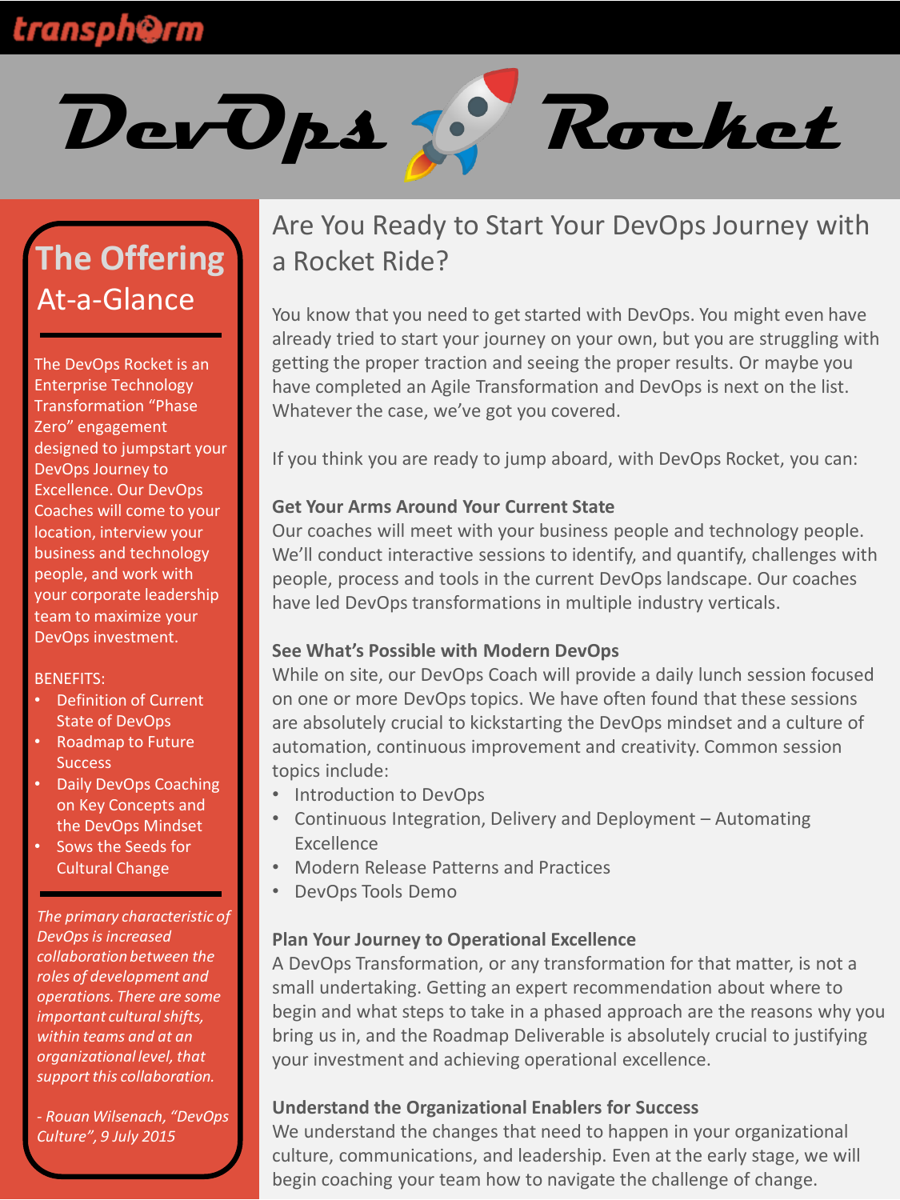transphorm

# DevOps Rocket

## The Offering At-a-Glance

The DevOps Rocket is an Enterprise Technology Transformation "Phase Zero" engagement designed to jumpstart your DevOps Journey to Excellence. Our DevOps Coaches will come to your location, interview your business and technology people, and work with your corporate leadership team to maximize your DevOps investment.

BENEFITS:

- Definition of Current State of DevOps
- Roadmap to Future Success
- Daily DevOps Coaching on Key Concepts and the DevOps Mindset
- Sows the Seeds for Cultural Change

*The primary characteristic of DevOps is increased collaboration between the roles of development and operations. There are some important cultural shifts, within teams and at an organizational level, that support this collaboration.*

*- Rouan Wilsenach, "DevOps Culture", 9 July 2015*

## Are You Ready to Start Your DevOps Journey with a Rocket Ride?

You know that you need to get started with DevOps. You might even have already tried to start your journey on your own, but you are struggling with getting the proper traction and seeing the proper results. Or maybe you have completed an Agile Transformation and DevOps is next on the list. Whatever the case, we've got you covered.

If you think you are ready to jump aboard, with DevOps Rocket, you can:

**Get Your Arms Around Your Current State**
Our coaches will meet with your business people and technology people. We'll conduct interactive sessions to identify, and quantify, challenges with people, process and tools in the current DevOps landscape. Our coaches have led DevOps transformations in multiple industry verticals.

**See What's Possible with Modern DevOps**
While on site, our DevOps Coach will provide a daily lunch session focused on one or more DevOps topics. We have often found that these sessions are absolutely crucial to kickstarting the DevOps mindset and a culture of automation, continuous improvement and creativity. Common session topics include:

- Introduction to DevOps
- Continuous Integration, Delivery and Deployment – Automating Excellence
- Modern Release Patterns and Practices
- DevOps Tools Demo

**Plan Your Journey to Operational Excellence**
A DevOps Transformation, or any transformation for that matter, is not a small undertaking. Getting an expert recommendation about where to begin and what steps to take in a phased approach are the reasons why you bring us in, and the Roadmap Deliverable is absolutely crucial to justifying your investment and achieving operational excellence.

**Understand the Organizational Enablers for Success**
We understand the changes that need to happen in your organizational culture, communications, and leadership. Even at the early stage, we will begin coaching your team how to navigate the challenge of change.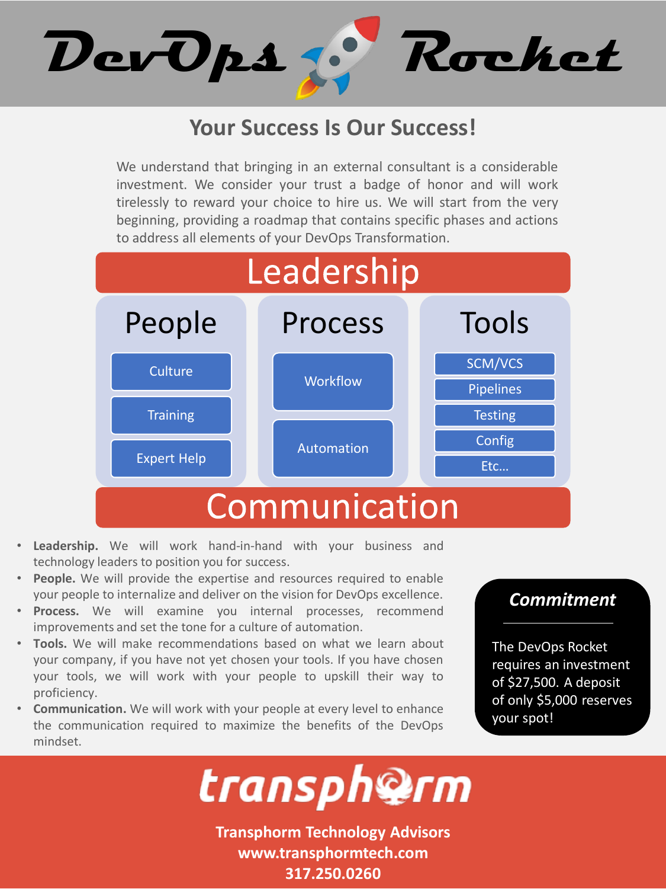# DevOps 🚀 Rocket

## Your Success Is Our Success!

We understand that bringing in an external consultant is a considerable investment. We consider your trust a badge of honor and will work tirelessly to reward your choice to hire us. We will start from the very beginning, providing a roadmap that contains specific phases and actions to address all elements of your DevOps Transformation.

**Leadership**

| People | Process | Tools |
| --- | --- | --- |
| Culture | Workflow | SCM/VCS |
| Training | Automation | Pipelines |
| Expert Help | | Testing |
| | | Config |
| | | Etc… |

**Communication**

- **Leadership.** We will work hand-in-hand with your business and technology leaders to position you for success.
- **People.** We will provide the expertise and resources required to enable your people to internalize and deliver on the vision for DevOps excellence.
- **Process.** We will examine you internal processes, recommend improvements and set the tone for a culture of automation.
- **Tools.** We will make recommendations based on what we learn about your company, if you have not yet chosen your tools. If you have chosen your tools, we will work with your people to upskill their way to proficiency.
- **Communication.** We will work with your people at every level to enhance the communication required to maximize the benefits of the DevOps mindset.

***Commitment***

The DevOps Rocket requires an investment of $27,500. A deposit of only $5,000 reserves your spot!

**transphorm**

**Transphorm Technology Advisors**
**www.transphormtech.com**
**317.250.0260**